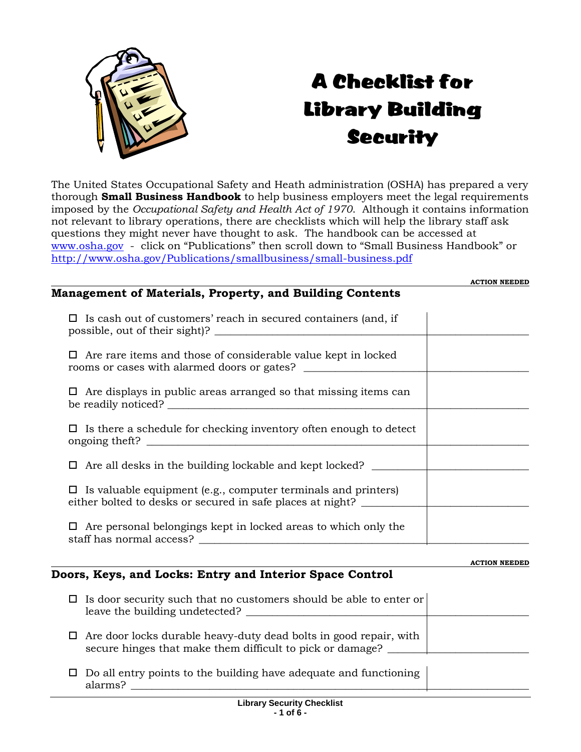# A Checklist for Library Building Security

The United States Occupational Safety and Heath administration (OSHA) has prepared a very thorough **Small Business Handbook** to help business employers meet the legal requirements imposed by the *Occupational Safety and Health Act of 1970*. Although it contains information not relevant to library operations, there are checklists which will help the library staff ask questions they might never have thought to ask. The handbook can be accessed at [www.osha.gov](http://www.osha.gov) - click on "Publications" then scroll down to "Small Business Handbook" or [http://www.osha.gov/Publications/smallbusiness/small-business.pdf](http://www.osha.gov/Publications/smallbusiness/small-business.pdf)

## Management of Materials, Property, and Building Contents

| | ACTION NEEDED |
|---|---|
| ☐ Is cash out of customers' reach in secured containers (and, if possible, out of their sight)? | |
| ☐ Are rare items and those of considerable value kept in locked rooms or cases with alarmed doors or gates? | |
| ☐ Are displays in public areas arranged so that missing items can be readily noticed? | |
| ☐ Is there a schedule for checking inventory often enough to detect ongoing theft? | |
| ☐ Are all desks in the building lockable and kept locked? | |
| ☐ Is valuable equipment (e.g., computer terminals and printers) either bolted to desks or secured in safe places at night? | |
| ☐ Are personal belongings kept in locked areas to which only the staff has normal access? | |

## Doors, Keys, and Locks: Entry and Interior Space Control

| | ACTION NEEDED |
|---|---|
| ☐ Is door security such that no customers should be able to enter or leave the building undetected? | |
| ☐ Are door locks durable heavy-duty dead bolts in good repair, with secure hinges that make them difficult to pick or damage? | |
| ☐ Do all entry points to the building have adequate and functioning alarms? | |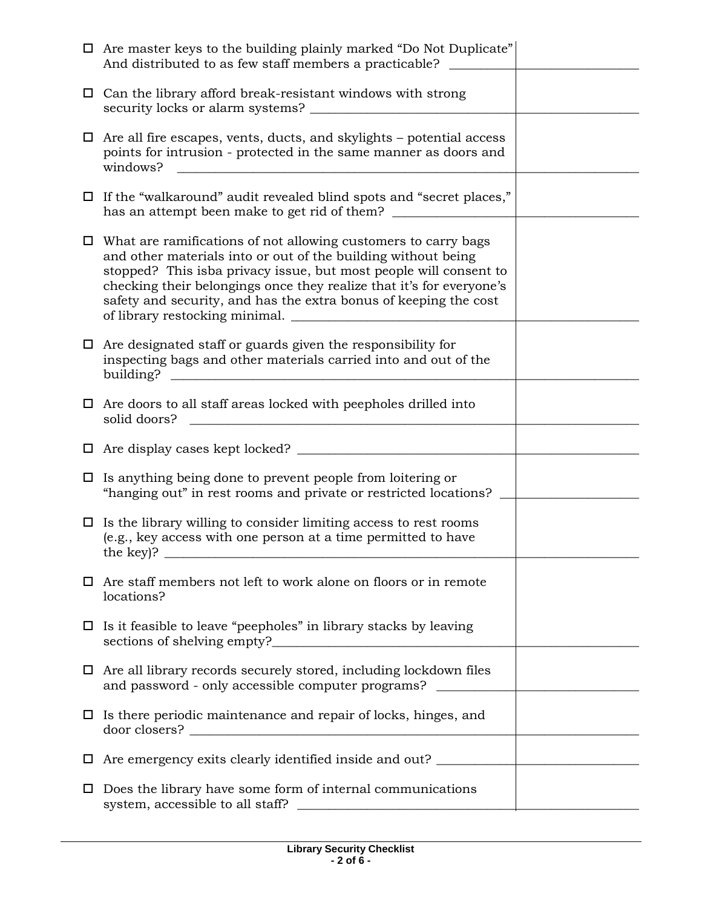- ☐ Are master keys to the building plainly marked "Do Not Duplicate" And distributed to as few staff members a practicable? ______

- ☐ Can the library afford break-resistant windows with strong security locks or alarm systems? ______

- ☐ Are all fire escapes, vents, ducts, and skylights – potential access points for intrusion - protected in the same manner as doors and windows? ______

- ☐ If the "walkaround" audit revealed blind spots and "secret places," has an attempt been make to get rid of them? ______

- ☐ What are ramifications of not allowing customers to carry bags and other materials into or out of the building without being stopped? This isba privacy issue, but most people will consent to checking their belongings once they realize that it's for everyone's safety and security, and has the extra bonus of keeping the cost of library restocking minimal. ______

- ☐ Are designated staff or guards given the responsibility for inspecting bags and other materials carried into and out of the building? ______

- ☐ Are doors to all staff areas locked with peepholes drilled into solid doors? ______

- ☐ Are display cases kept locked? ______

- ☐ Is anything being done to prevent people from loitering or "hanging out" in rest rooms and private or restricted locations? ______

- ☐ Is the library willing to consider limiting access to rest rooms (e.g., key access with one person at a time permitted to have the key)? ______

- ☐ Are staff members not left to work alone on floors or in remote locations?

- ☐ Is it feasible to leave "peepholes" in library stacks by leaving sections of shelving empty?______

- ☐ Are all library records securely stored, including lockdown files and password - only accessible computer programs? ______

- ☐ Is there periodic maintenance and repair of locks, hinges, and door closers? ______

- ☐ Are emergency exits clearly identified inside and out? ______

- ☐ Does the library have some form of internal communications system, accessible to all staff? ______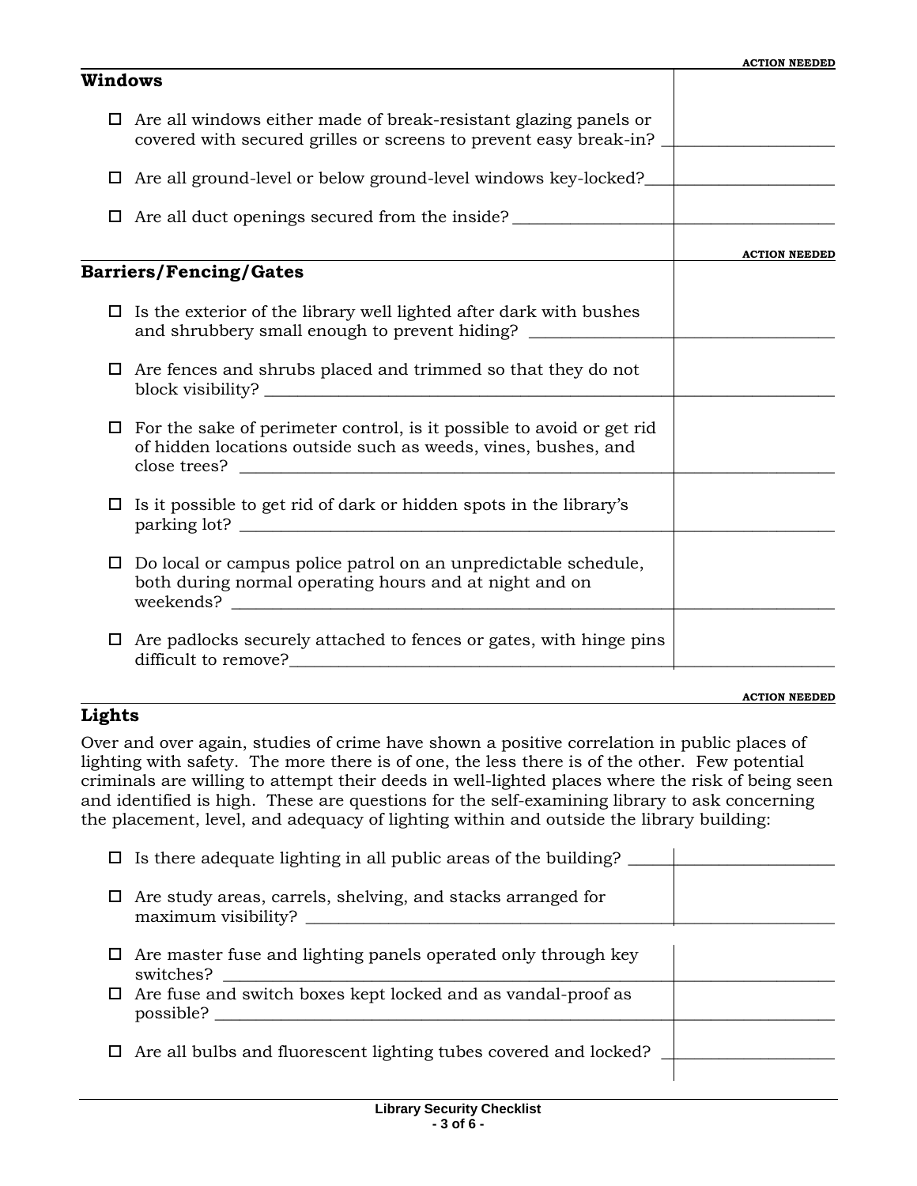## Windows

ACTION NEEDED

- ☐ Are all windows either made of break-resistant glazing panels or covered with secured grilles or screens to prevent easy break-in?
- ☐ Are all ground-level or below ground-level windows key-locked?
- ☐ Are all duct openings secured from the inside?

## Barriers/Fencing/Gates

ACTION NEEDED

- ☐ Is the exterior of the library well lighted after dark with bushes and shrubbery small enough to prevent hiding?
- ☐ Are fences and shrubs placed and trimmed so that they do not block visibility?
- ☐ For the sake of perimeter control, is it possible to avoid or get rid of hidden locations outside such as weeds, vines, bushes, and close trees?
- ☐ Is it possible to get rid of dark or hidden spots in the library's parking lot?
- ☐ Do local or campus police patrol on an unpredictable schedule, both during normal operating hours and at night and on weekends?
- ☐ Are padlocks securely attached to fences or gates, with hinge pins difficult to remove?

## Lights

ACTION NEEDED

Over and over again, studies of crime have shown a positive correlation in public places of lighting with safety. The more there is of one, the less there is of the other. Few potential criminals are willing to attempt their deeds in well-lighted places where the risk of being seen and identified is high. These are questions for the self-examining library to ask concerning the placement, level, and adequacy of lighting within and outside the library building:

- ☐ Is there adequate lighting in all public areas of the building?
- ☐ Are study areas, carrels, shelving, and stacks arranged for maximum visibility?
- ☐ Are master fuse and lighting panels operated only through key switches?
- ☐ Are fuse and switch boxes kept locked and as vandal-proof as possible?
- ☐ Are all bulbs and fluorescent lighting tubes covered and locked?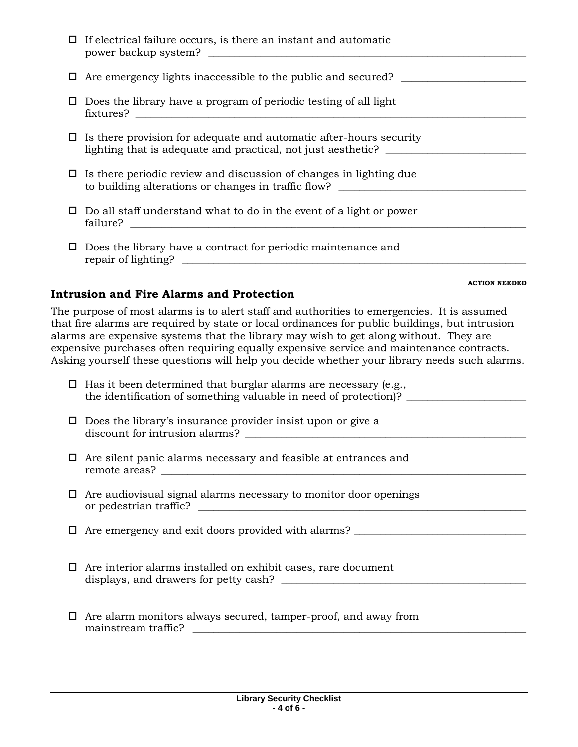- ☐ If electrical failure occurs, is there an instant and automatic power backup system?
- ☐ Are emergency lights inaccessible to the public and secured?
- ☐ Does the library have a program of periodic testing of all light fixtures?
- ☐ Is there provision for adequate and automatic after-hours security lighting that is adequate and practical, not just aesthetic?
- ☐ Is there periodic review and discussion of changes in lighting due to building alterations or changes in traffic flow?
- ☐ Do all staff understand what to do in the event of a light or power failure?
- ☐ Does the library have a contract for periodic maintenance and repair of lighting?

**ACTION NEEDED**

## Intrusion and Fire Alarms and Protection

The purpose of most alarms is to alert staff and authorities to emergencies. It is assumed that fire alarms are required by state or local ordinances for public buildings, but intrusion alarms are expensive systems that the library may wish to get along without. They are expensive purchases often requiring equally expensive service and maintenance contracts. Asking yourself these questions will help you decide whether your library needs such alarms.

- ☐ Has it been determined that burglar alarms are necessary (e.g., the identification of something valuable in need of protection)?
- ☐ Does the library's insurance provider insist upon or give a discount for intrusion alarms?
- ☐ Are silent panic alarms necessary and feasible at entrances and remote areas?
- ☐ Are audiovisual signal alarms necessary to monitor door openings or pedestrian traffic?
- ☐ Are emergency and exit doors provided with alarms?
- ☐ Are interior alarms installed on exhibit cases, rare document displays, and drawers for petty cash?
- ☐ Are alarm monitors always secured, tamper-proof, and away from mainstream traffic?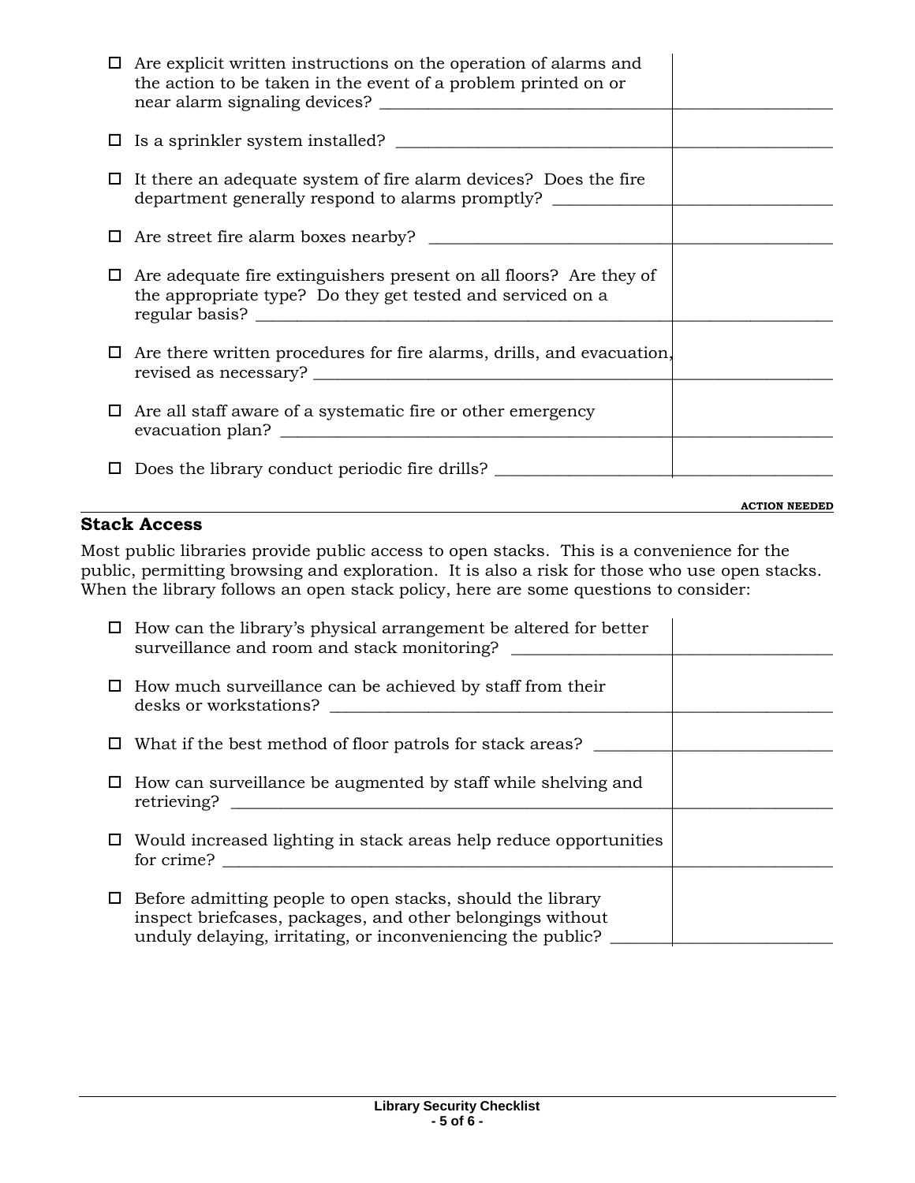- ☐ Are explicit written instructions on the operation of alarms and the action to be taken in the event of a problem printed on or near alarm signaling devices? \_\_\_\_\_\_\_\_\_\_\_\_\_\_\_\_\_\_\_\_
- ☐ Is a sprinkler system installed? \_\_\_\_\_\_\_\_\_\_\_\_\_\_\_\_\_\_\_\_
- ☐ It there an adequate system of fire alarm devices? Does the fire department generally respond to alarms promptly? \_\_\_\_\_\_\_\_\_\_\_\_\_\_\_\_\_\_\_\_
- ☐ Are street fire alarm boxes nearby? \_\_\_\_\_\_\_\_\_\_\_\_\_\_\_\_\_\_\_\_
- ☐ Are adequate fire extinguishers present on all floors? Are they of the appropriate type? Do they get tested and serviced on a regular basis? \_\_\_\_\_\_\_\_\_\_\_\_\_\_\_\_\_\_\_\_
- ☐ Are there written procedures for fire alarms, drills, and evacuation, revised as necessary? \_\_\_\_\_\_\_\_\_\_\_\_\_\_\_\_\_\_\_\_
- ☐ Are all staff aware of a systematic fire or other emergency evacuation plan? \_\_\_\_\_\_\_\_\_\_\_\_\_\_\_\_\_\_\_\_
- ☐ Does the library conduct periodic fire drills? \_\_\_\_\_\_\_\_\_\_\_\_\_\_\_\_\_\_\_\_

**ACTION NEEDED**

## Stack Access

Most public libraries provide public access to open stacks. This is a convenience for the public, permitting browsing and exploration. It is also a risk for those who use open stacks. When the library follows an open stack policy, here are some questions to consider:

- ☐ How can the library's physical arrangement be altered for better surveillance and room and stack monitoring? \_\_\_\_\_\_\_\_\_\_\_\_\_\_\_\_\_\_\_\_
- ☐ How much surveillance can be achieved by staff from their desks or workstations? \_\_\_\_\_\_\_\_\_\_\_\_\_\_\_\_\_\_\_\_
- ☐ What if the best method of floor patrols for stack areas? \_\_\_\_\_\_\_\_\_\_\_\_\_\_\_\_\_\_\_\_
- ☐ How can surveillance be augmented by staff while shelving and retrieving? \_\_\_\_\_\_\_\_\_\_\_\_\_\_\_\_\_\_\_\_
- ☐ Would increased lighting in stack areas help reduce opportunities for crime? \_\_\_\_\_\_\_\_\_\_\_\_\_\_\_\_\_\_\_\_
- ☐ Before admitting people to open stacks, should the library inspect briefcases, packages, and other belongings without unduly delaying, irritating, or inconveniencing the public? \_\_\_\_\_\_\_\_\_\_\_\_\_\_\_\_\_\_\_\_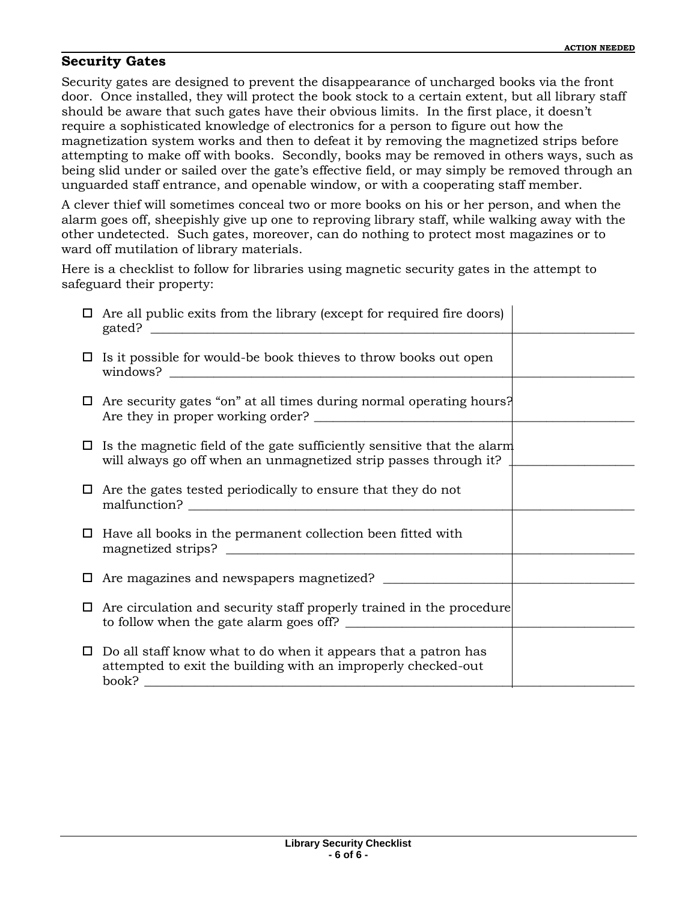ACTION NEEDED

## Security Gates

Security gates are designed to prevent the disappearance of uncharged books via the front door. Once installed, they will protect the book stock to a certain extent, but all library staff should be aware that such gates have their obvious limits. In the first place, it doesn't require a sophisticated knowledge of electronics for a person to figure out how the magnetization system works and then to defeat it by removing the magnetized strips before attempting to make off with books. Secondly, books may be removed in others ways, such as being slid under or sailed over the gate's effective field, or may simply be removed through an unguarded staff entrance, and openable window, or with a cooperating staff member.

A clever thief will sometimes conceal two or more books on his or her person, and when the alarm goes off, sheepishly give up one to reproving library staff, while walking away with the other undetected. Such gates, moreover, can do nothing to protect most magazines or to ward off mutilation of library materials.

Here is a checklist to follow for libraries using magnetic security gates in the attempt to safeguard their property:

| | |
|---|---|
| ☐ Are all public exits from the library (except for required fire doors) gated? | |
| ☐ Is it possible for would-be book thieves to throw books out open windows? | |
| ☐ Are security gates "on" at all times during normal operating hours? Are they in proper working order? | |
| ☐ Is the magnetic field of the gate sufficiently sensitive that the alarm will always go off when an unmagnetized strip passes through it? | |
| ☐ Are the gates tested periodically to ensure that they do not malfunction? | |
| ☐ Have all books in the permanent collection been fitted with magnetized strips? | |
| ☐ Are magazines and newspapers magnetized? | |
| ☐ Are circulation and security staff properly trained in the procedure to follow when the gate alarm goes off? | |
| ☐ Do all staff know what to do when it appears that a patron has attempted to exit the building with an improperly checked-out book? | |